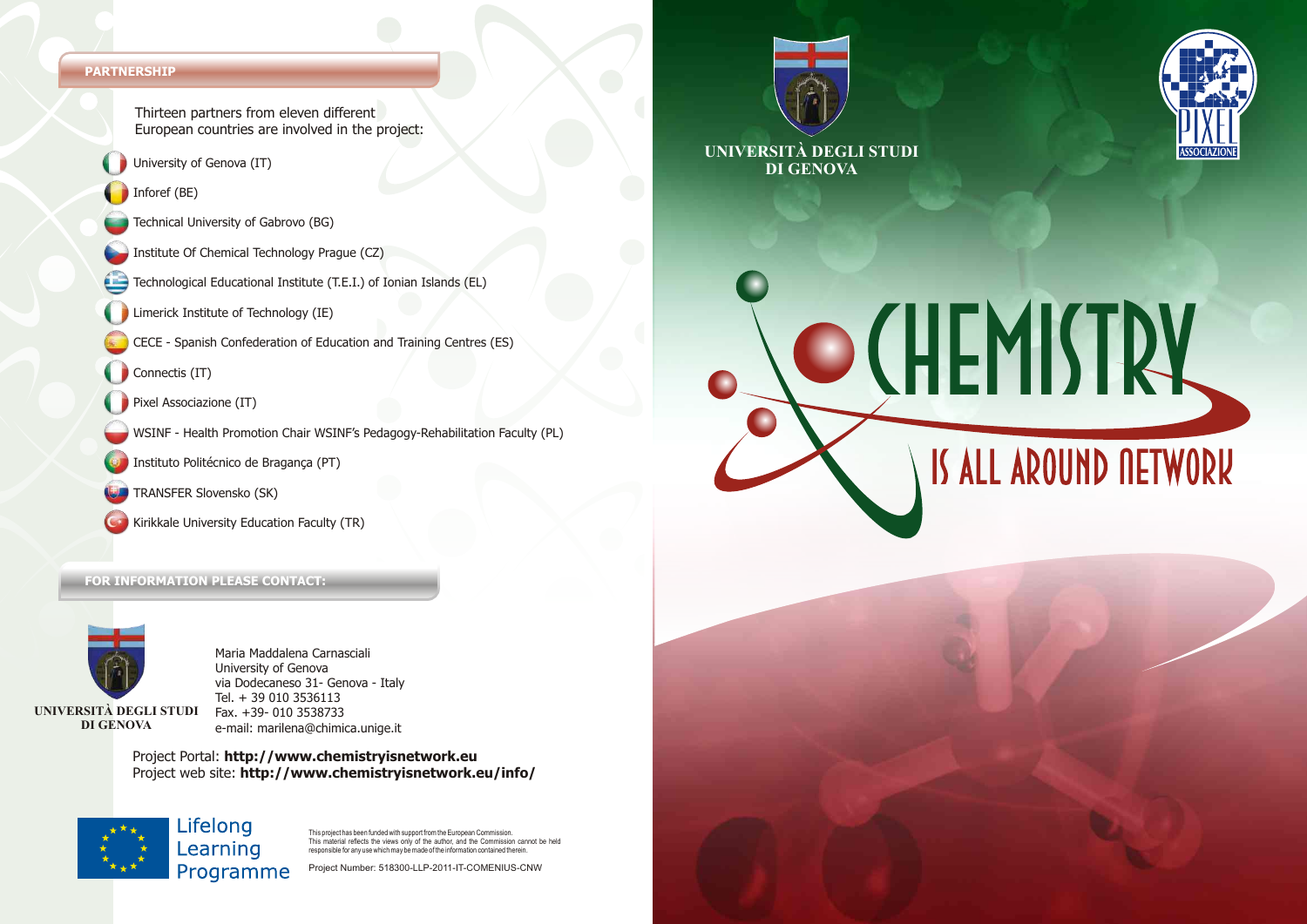## PARTNERSHIP

Thirteen partners from eleven different European countries are involved in the project:

- University of Genova (IT)
- Inforef (BE)
- Technical University of Gabrovo (BG)
- Institute Of Chemical Technology Prague (CZ)
- Technological Educational Institute (T.E.I.) of Ionian Islands (EL)
- Limerick Institute of Technology (IE)
- CECE - Spanish Confederation of Education and Training Centres (ES)
- Connectis (IT)
- Pixel Associazione (IT)
- WSINF - Health Promotion Chair WSINF's Pedagogy-Rehabilitation Faculty (PL)
- Instituto Politécnico de Bragança (PT)
- TRANSFER Slovensko (SK)
- Kirikkale University Education Faculty (TR)

## FOR INFORMATION PLEASE CONTACT:

UNIVERSITÀ DEGLI STUDI DI GENOVA

Maria Maddalena Carnasciali
University of Genova
via Dodecaneso 31- Genova - Italy
Tel. + 39 010 3536113
Fax. +39- 010 3538733
e-mail: marilena@chimica.unige.it

Project Portal: **http://www.chemistryisnetwork.eu**
Project web site: **http://www.chemistryisnetwork.eu/info/**

Lifelong Learning Programme

This project has been funded with support from the European Commission. This material reflects the views only of the author, and the Commission cannot be held responsible for any use which may be made of the information contained therein.

Project Number: 518300-LLP-2011-IT-COMENIUS-CNW

UNIVERSITÀ DEGLI STUDI DI GENOVA

PIXEL ASSOCIAZIONE

# CHEMISTRY

## IS ALL AROUND NETWORK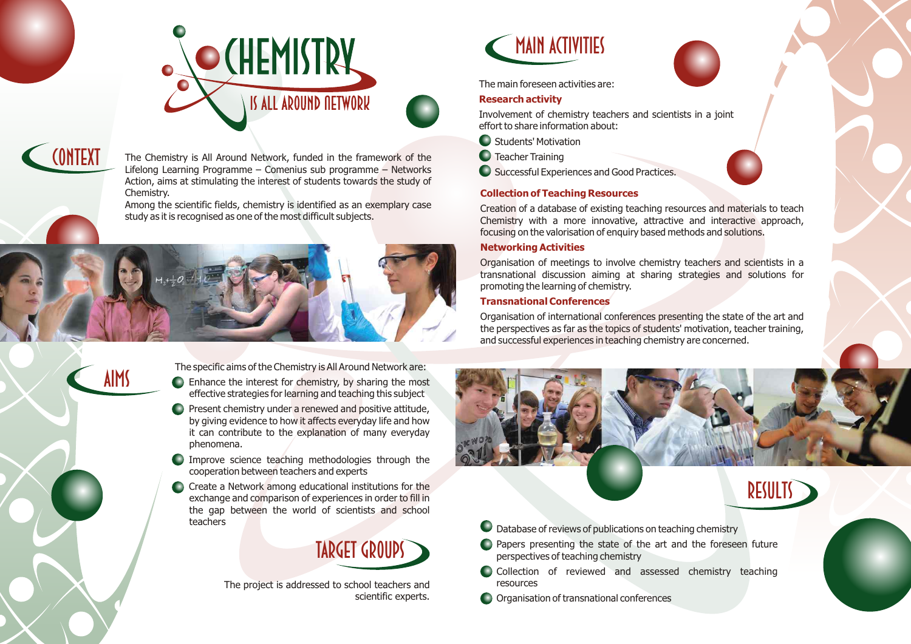# CHEMISTRY IS ALL AROUND NETWORK

## CONTEXT

The Chemistry is All Around Network, funded in the framework of the Lifelong Learning Programme – Comenius sub programme – Networks Action, aims at stimulating the interest of students towards the study of Chemistry.
Among the scientific fields, chemistry is identified as an exemplary case study as it is recognised as one of the most difficult subjects.

## AIMS

The specific aims of the Chemistry is All Around Network are:

- Enhance the interest for chemistry, by sharing the most effective strategies for learning and teaching this subject
- Present chemistry under a renewed and positive attitude, by giving evidence to how it affects everyday life and how it can contribute to the explanation of many everyday phenomena.
- Improve science teaching methodologies through the cooperation between teachers and experts
- Create a Network among educational institutions for the exchange and comparison of experiences in order to fill in the gap between the world of scientists and school teachers

## TARGET GROUPS

The project is addressed to school teachers and scientific experts.

## MAIN ACTIVITIES

The main foreseen activities are:

**Research activity**

Involvement of chemistry teachers and scientists in a joint effort to share information about:

- Students' Motivation
- Teacher Training
- Successful Experiences and Good Practices.

**Collection of Teaching Resources**

Creation of a database of existing teaching resources and materials to teach Chemistry with a more innovative, attractive and interactive approach, focusing on the valorisation of enquiry based methods and solutions.

**Networking Activities**

Organisation of meetings to involve chemistry teachers and scientists in a transnational discussion aiming at sharing strategies and solutions for promoting the learning of chemistry.

**Transnational Conferences**

Organisation of international conferences presenting the state of the art and the perspectives as far as the topics of students' motivation, teacher training, and successful experiences in teaching chemistry are concerned.

## RESULTS

- Database of reviews of publications on teaching chemistry
- Papers presenting the state of the art and the foreseen future perspectives of teaching chemistry
- Collection of reviewed and assessed chemistry teaching resources
- Organisation of transnational conferences